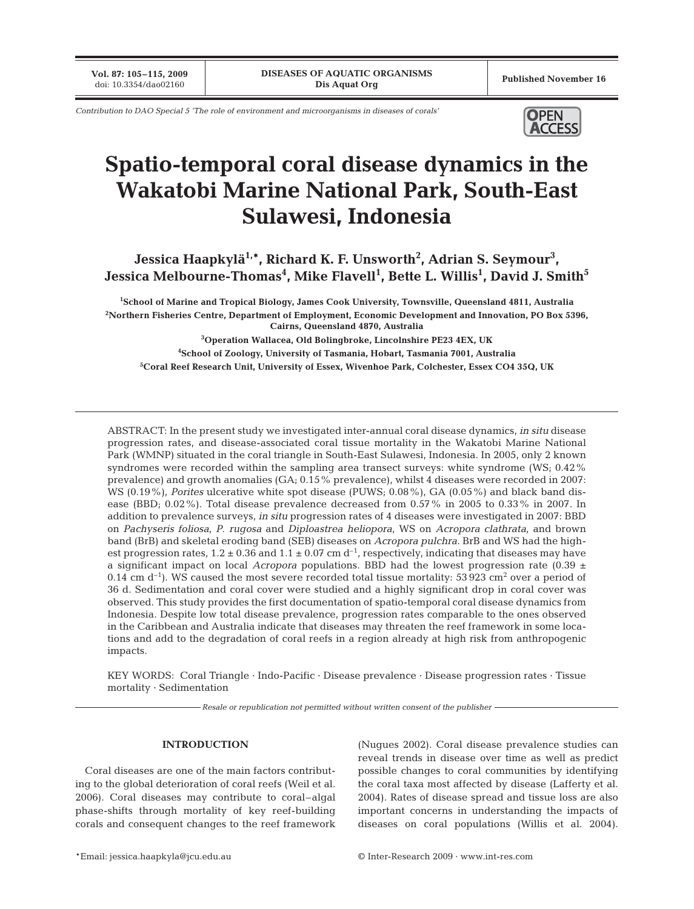Contribution to DAO Special 5 'The role of environment and microorganisms in diseases of corals'

# Spatio-temporal coral disease dynamics in the Wakatobi Marine National Park, South-East Sulawesi, Indonesia

**Jessica Haapkylä[1,*], Richard K. F. Unsworth[2], Adrian S. Seymour[3], Jessica Melbourne-Thomas[4], Mike Flavell[1], Bette L. Willis[1], David J. Smith[5]**

[1]School of Marine and Tropical Biology, James Cook University, Townsville, Queensland 4811, Australia

[2]Northern Fisheries Centre, Department of Employment, Economic Development and Innovation, PO Box 5396, Cairns, Queensland 4870, Australia

[3]Operation Wallacea, Old Bolingbroke, Lincolnshire PE23 4EX, UK

[4]School of Zoology, University of Tasmania, Hobart, Tasmania 7001, Australia

[5]Coral Reef Research Unit, University of Essex, Wivenhoe Park, Colchester, Essex CO4 35Q, UK

ABSTRACT: In the present study we investigated inter-annual coral disease dynamics, *in situ* disease progression rates, and disease-associated coral tissue mortality in the Wakatobi Marine National Park (WMNP) situated in the coral triangle in South-East Sulawesi, Indonesia. In 2005, only 2 known syndromes were recorded within the sampling area transect surveys: white syndrome (WS; 0.42% prevalence) and growth anomalies (GA; 0.15% prevalence), whilst 4 diseases were recorded in 2007: WS (0.19%), *Porites* ulcerative white spot disease (PUWS; 0.08%), GA (0.05%) and black band disease (BBD; 0.02%). Total disease prevalence decreased from 0.57% in 2005 to 0.33% in 2007. In addition to prevalence surveys, *in situ* progression rates of 4 diseases were investigated in 2007: BBD on *Pachyseris foliosa*, *P. rugosa* and *Diploastrea heliopora*, WS on *Acropora clathrata*, and brown band (BrB) and skeletal eroding band (SEB) diseases on *Acropora pulchra*. BrB and WS had the highest progression rates, $1.2 \pm 0.36$ and $1.1 \pm 0.07$ cm $d^{-1}$, respectively, indicating that diseases may have a significant impact on local *Acropora* populations. BBD had the lowest progression rate ($0.39 \pm 0.14$ cm $d^{-1}$). WS caused the most severe recorded total tissue mortality: 53 923 $cm^2$ over a period of 36 d. Sedimentation and coral cover were studied and a highly significant drop in coral cover was observed. This study provides the first documentation of spatio-temporal coral disease dynamics from Indonesia. Despite low total disease prevalence, progression rates comparable to the ones observed in the Caribbean and Australia indicate that diseases may threaten the reef framework in some locations and add to the degradation of coral reefs in a region already at high risk from anthropogenic impacts.

KEY WORDS: Coral Triangle · Indo-Pacific · Disease prevalence · Disease progression rates · Tissue mortality · Sedimentation

*Resale or republication not permitted without written consent of the publisher*

## INTRODUCTION

Coral diseases are one of the main factors contributing to the global deterioration of coral reefs (Weil et al. 2006). Coral diseases may contribute to coral–algal phase-shifts through mortality of key reef-building corals and consequent changes to the reef framework (Nugues 2002). Coral disease prevalence studies can reveal trends in disease over time as well as predict possible changes to coral communities by identifying the coral taxa most affected by disease (Lafferty et al. 2004). Rates of disease spread and tissue loss are also important concerns in understanding the impacts of diseases on coral populations (Willis et al. 2004).

*Email: jessica.haapkyla@jcu.edu.au

© Inter-Research 2009 · www.int-res.com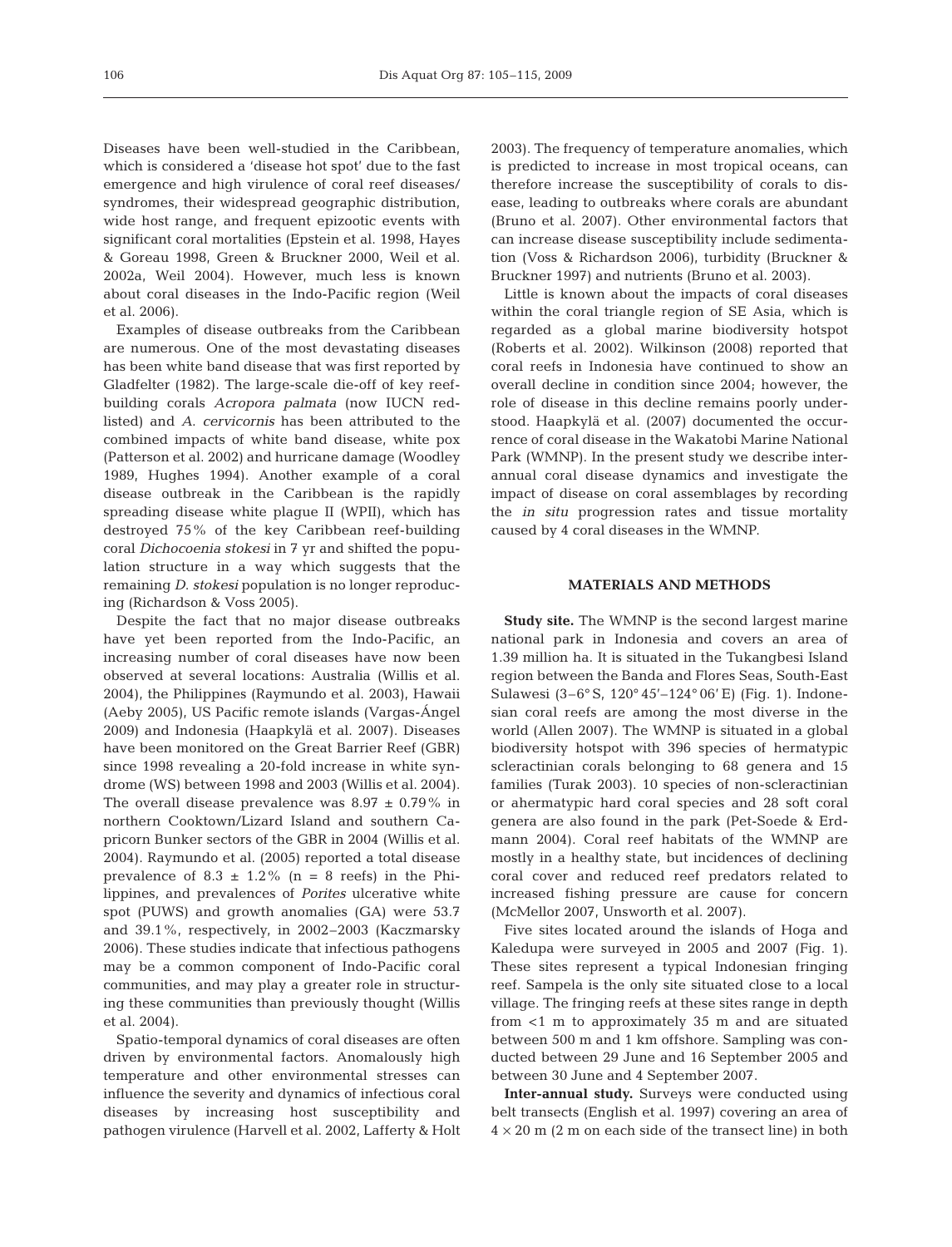Diseases have been well-studied in the Caribbean, which is considered a 'disease hot spot' due to the fast emergence and high virulence of coral reef diseases/ syndromes, their widespread geographic distribution, wide host range, and frequent epizootic events with significant coral mortalities (Epstein et al. 1998, Hayes & Goreau 1998, Green & Bruckner 2000, Weil et al. 2002a, Weil 2004). However, much less is known about coral diseases in the Indo-Pacific region (Weil et al. 2006).

Examples of disease outbreaks from the Caribbean are numerous. One of the most devastating diseases has been white band disease that was first reported by Gladfelter (1982). The large-scale die-off of key reef-building corals *Acropora palmata* (now IUCN red-listed) and *A. cervicornis* has been attributed to the combined impacts of white band disease, white pox (Patterson et al. 2002) and hurricane damage (Woodley 1989, Hughes 1994). Another example of a coral disease outbreak in the Caribbean is the rapidly spreading disease white plague II (WPII), which has destroyed 75% of the key Caribbean reef-building coral *Dichocoenia stokesi* in 7 yr and shifted the population structure in a way which suggests that the remaining *D. stokesi* population is no longer reproducing (Richardson & Voss 2005).

Despite the fact that no major disease outbreaks have yet been reported from the Indo-Pacific, an increasing number of coral diseases have now been observed at several locations: Australia (Willis et al. 2004), the Philippines (Raymundo et al. 2003), Hawaii (Aeby 2005), US Pacific remote islands (Vargas-Ángel 2009) and Indonesia (Haapkylä et al. 2007). Diseases have been monitored on the Great Barrier Reef (GBR) since 1998 revealing a 20-fold increase in white syndrome (WS) between 1998 and 2003 (Willis et al. 2004). The overall disease prevalence was $8.97 \pm 0.79$% in northern Cooktown/Lizard Island and southern Capricorn Bunker sectors of the GBR in 2004 (Willis et al. 2004). Raymundo et al. (2005) reported a total disease prevalence of $8.3 \pm 1.2$% ($n = 8$ reefs) in the Philippines, and prevalences of *Porites* ulcerative white spot (PUWS) and growth anomalies (GA) were 53.7 and 39.1%, respectively, in 2002–2003 (Kaczmarsky 2006). These studies indicate that infectious pathogens may be a common component of Indo-Pacific coral communities, and may play a greater role in structuring these communities than previously thought (Willis et al. 2004).

Spatio-temporal dynamics of coral diseases are often driven by environmental factors. Anomalously high temperature and other environmental stresses can influence the severity and dynamics of infectious coral diseases by increasing host susceptibility and pathogen virulence (Harvell et al. 2002, Lafferty & Holt 2003). The frequency of temperature anomalies, which is predicted to increase in most tropical oceans, can therefore increase the susceptibility of corals to disease, leading to outbreaks where corals are abundant (Bruno et al. 2007). Other environmental factors that can increase disease susceptibility include sedimentation (Voss & Richardson 2006), turbidity (Bruckner & Bruckner 1997) and nutrients (Bruno et al. 2003).

Little is known about the impacts of coral diseases within the coral triangle region of SE Asia, which is regarded as a global marine biodiversity hotspot (Roberts et al. 2002). Wilkinson (2008) reported that coral reefs in Indonesia have continued to show an overall decline in condition since 2004; however, the role of disease in this decline remains poorly understood. Haapkylä et al. (2007) documented the occurrence of coral disease in the Wakatobi Marine National Park (WMNP). In the present study we describe inter-annual coral disease dynamics and investigate the impact of disease on coral assemblages by recording the *in situ* progression rates and tissue mortality caused by 4 coral diseases in the WMNP.

## MATERIALS AND METHODS

**Study site.** The WMNP is the second largest marine national park in Indonesia and covers an area of 1.39 million ha. It is situated in the Tukangbesi Island region between the Banda and Flores Seas, South-East Sulawesi (3–6° S, 120° 45'–124° 06' E) (Fig. 1). Indonesian coral reefs are among the most diverse in the world (Allen 2007). The WMNP is situated in a global biodiversity hotspot with 396 species of hermatypic scleractinian corals belonging to 68 genera and 15 families (Turak 2003). 10 species of non-scleractinian or ahermatypic hard coral species and 28 soft coral genera are also found in the park (Pet-Soede & Erdmann 2004). Coral reef habitats of the WMNP are mostly in a healthy state, but incidences of declining coral cover and reduced reef predators related to increased fishing pressure are cause for concern (McMellor 2007, Unsworth et al. 2007).

Five sites located around the islands of Hoga and Kaledupa were surveyed in 2005 and 2007 (Fig. 1). These sites represent a typical Indonesian fringing reef. Sampela is the only site situated close to a local village. The fringing reefs at these sites range in depth from <1 m to approximately 35 m and are situated between 500 m and 1 km offshore. Sampling was conducted between 29 June and 16 September 2005 and between 30 June and 4 September 2007.

**Inter-annual study.** Surveys were conducted using belt transects (English et al. 1997) covering an area of $4 \times 20$ m (2 m on each side of the transect line) in both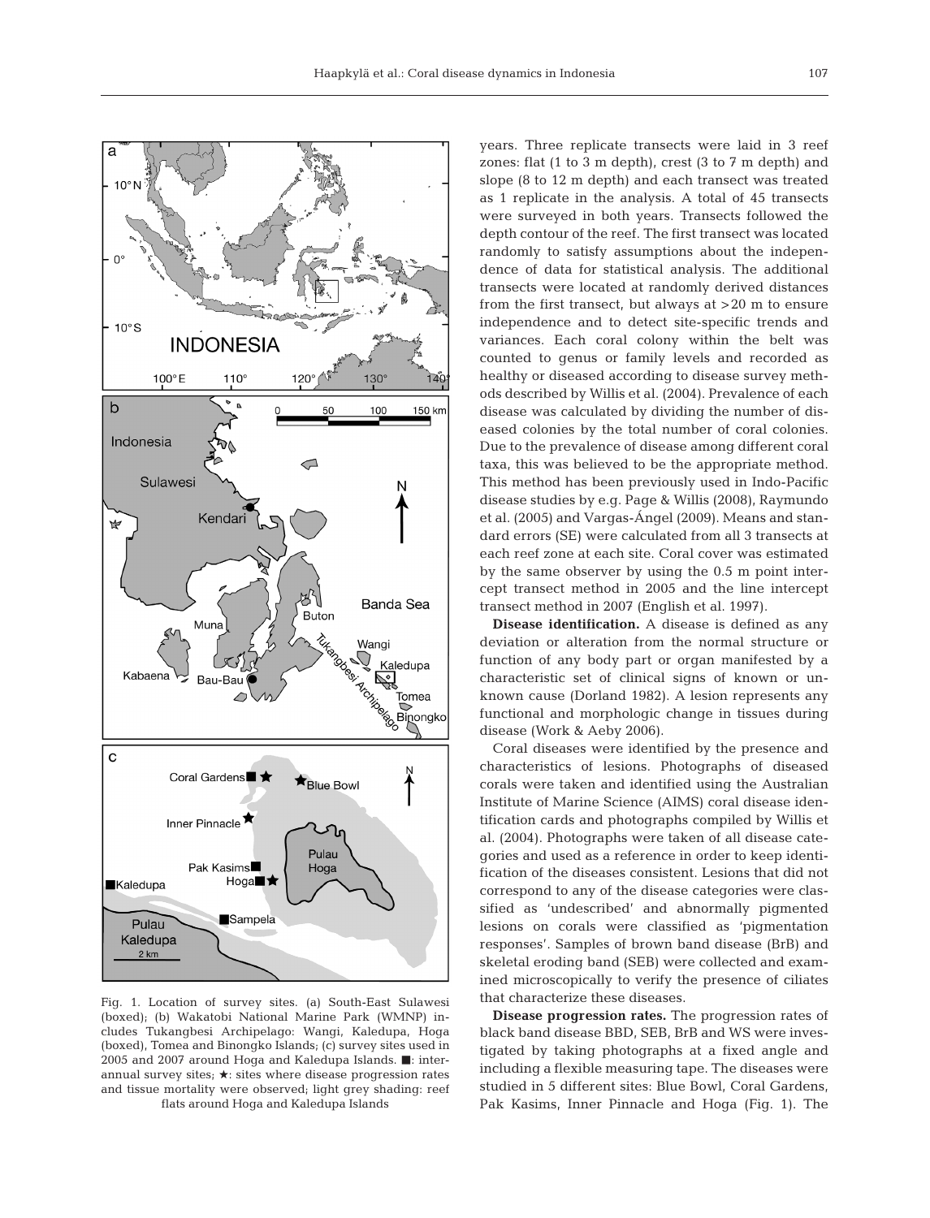Fig. 1. Location of survey sites. (a) South-East Sulawesi (boxed); (b) Wakatobi National Marine Park (WMNP) includes Tukangbesi Archipelago: Wangi, Kaledupa, Hoga (boxed), Tomea and Binongko Islands; (c) survey sites used in 2005 and 2007 around Hoga and Kaledupa Islands. ■: interannual survey sites; ★: sites where disease progression rates and tissue mortality were observed; light grey shading: reef flats around Hoga and Kaledupa Islands

years. Three replicate transects were laid in 3 reef zones: flat (1 to 3 m depth), crest (3 to 7 m depth) and slope (8 to 12 m depth) and each transect was treated as 1 replicate in the analysis. A total of 45 transects were surveyed in both years. Transects followed the depth contour of the reef. The first transect was located randomly to satisfy assumptions about the independence of data for statistical analysis. The additional transects were located at randomly derived distances from the first transect, but always at >20 m to ensure independence and to detect site-specific trends and variances. Each coral colony within the belt was counted to genus or family levels and recorded as healthy or diseased according to disease survey methods described by Willis et al. (2004). Prevalence of each disease was calculated by dividing the number of diseased colonies by the total number of coral colonies. Due to the prevalence of disease among different coral taxa, this was believed to be the appropriate method. This method has been previously used in Indo-Pacific disease studies by e.g. Page & Willis (2008), Raymundo et al. (2005) and Vargas-Ángel (2009). Means and standard errors (SE) were calculated from all 3 transects at each reef zone at each site. Coral cover was estimated by the same observer by using the 0.5 m point intercept transect method in 2005 and the line intercept transect method in 2007 (English et al. 1997).

**Disease identification.** A disease is defined as any deviation or alteration from the normal structure or function of any body part or organ manifested by a characteristic set of clinical signs of known or unknown cause (Dorland 1982). A lesion represents any functional and morphologic change in tissues during disease (Work & Aeby 2006).

Coral diseases were identified by the presence and characteristics of lesions. Photographs of diseased corals were taken and identified using the Australian Institute of Marine Science (AIMS) coral disease identification cards and photographs compiled by Willis et al. (2004). Photographs were taken of all disease categories and used as a reference in order to keep identification of the diseases consistent. Lesions that did not correspond to any of the disease categories were classified as 'undescribed' and abnormally pigmented lesions on corals were classified as 'pigmentation responses'. Samples of brown band disease (BrB) and skeletal eroding band (SEB) were collected and examined microscopically to verify the presence of ciliates that characterize these diseases.

**Disease progression rates.** The progression rates of black band disease BBD, SEB, BrB and WS were investigated by taking photographs at a fixed angle and including a flexible measuring tape. The diseases were studied in 5 different sites: Blue Bowl, Coral Gardens, Pak Kasims, Inner Pinnacle and Hoga (Fig. 1). The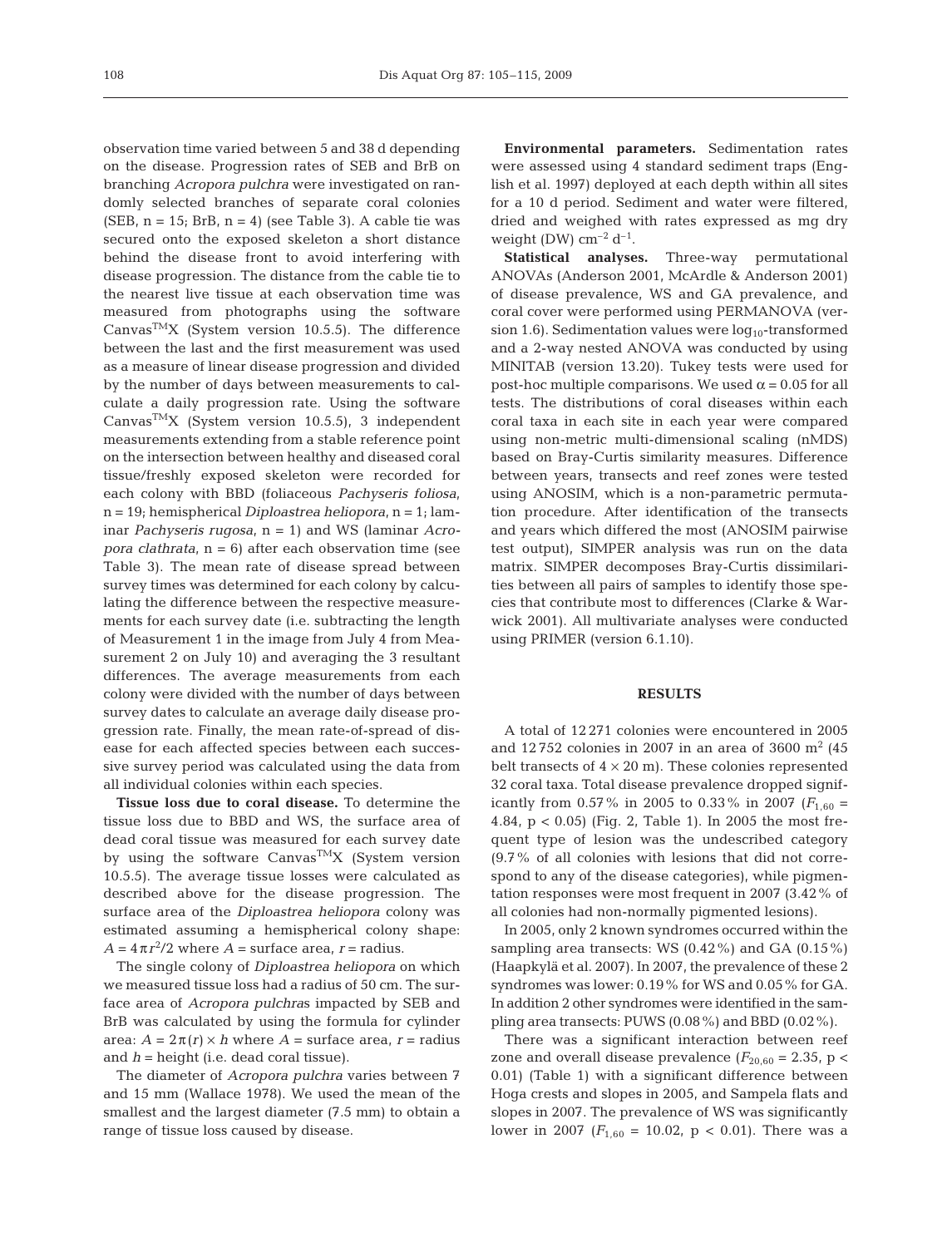observation time varied between 5 and 38 d depending on the disease. Progression rates of SEB and BrB on branching *Acropora pulchra* were investigated on randomly selected branches of separate coral colonies (SEB, n = 15; BrB, n = 4) (see Table 3). A cable tie was secured onto the exposed skeleton a short distance behind the disease front to avoid interfering with disease progression. The distance from the cable tie to the nearest live tissue at each observation time was measured from photographs using the software Canvas$^{TM}$X (System version 10.5.5). The difference between the last and the first measurement was used as a measure of linear disease progression and divided by the number of days between measurements to calculate a daily progression rate. Using the software Canvas$^{TM}$X (System version 10.5.5), 3 independent measurements extending from a stable reference point on the intersection between healthy and diseased coral tissue/freshly exposed skeleton were recorded for each colony with BBD (foliaceous *Pachyseris foliosa*, n = 19; hemispherical *Diploastrea heliopora*, n = 1; laminar *Pachyseris rugosa*, n = 1) and WS (laminar *Acropora clathrata*, n = 6) after each observation time (see Table 3). The mean rate of disease spread between survey times was determined for each colony by calculating the difference between the respective measurements for each survey date (i.e. subtracting the length of Measurement 1 in the image from July 4 from Measurement 2 on July 10) and averaging the 3 resultant differences. The average measurements from each colony were divided with the number of days between survey dates to calculate an average daily disease progression rate. Finally, the mean rate-of-spread of disease for each affected species between each successive survey period was calculated using the data from all individual colonies within each species.

**Tissue loss due to coral disease.** To determine the tissue loss due to BBD and WS, the surface area of dead coral tissue was measured for each survey date by using the software Canvas$^{TM}$X (System version 10.5.5). The average tissue losses were calculated as described above for the disease progression. The surface area of the *Diploastrea heliopora* colony was estimated assuming a hemispherical colony shape: $A = 4\pi r^2/2$ where $A$ = surface area, $r$ = radius.

The single colony of *Diploastrea heliopora* on which we measured tissue loss had a radius of 50 cm. The surface area of *Acropora pulchra*s impacted by SEB and BrB was calculated by using the formula for cylinder area: $A = 2\pi(r) \times h$ where $A$ = surface area, $r$ = radius and $h$ = height (i.e. dead coral tissue).

The diameter of *Acropora pulchra* varies between 7 and 15 mm (Wallace 1978). We used the mean of the smallest and the largest diameter (7.5 mm) to obtain a range of tissue loss caused by disease.

**Environmental parameters.** Sedimentation rates were assessed using 4 standard sediment traps (English et al. 1997) deployed at each depth within all sites for a 10 d period. Sediment and water were filtered, dried and weighed with rates expressed as mg dry weight (DW) $cm^{-2}$ $d^{-1}$.

**Statistical analyses.** Three-way permutational ANOVAs (Anderson 2001, McArdle & Anderson 2001) of disease prevalence, WS and GA prevalence, and coral cover were performed using PERMANOVA (version 1.6). Sedimentation values were $log_{10}$-transformed and a 2-way nested ANOVA was conducted by using MINITAB (version 13.20). Tukey tests were used for post-hoc multiple comparisons. We used $\alpha = 0.05$ for all tests. The distributions of coral diseases within each coral taxa in each site in each year were compared using non-metric multi-dimensional scaling (nMDS) based on Bray-Curtis similarity measures. Difference between years, transects and reef zones were tested using ANOSIM, which is a non-parametric permutation procedure. After identification of the transects and years which differed the most (ANOSIM pairwise test output), SIMPER analysis was run on the data matrix. SIMPER decomposes Bray-Curtis dissimilarities between all pairs of samples to identify those species that contribute most to differences (Clarke & Warwick 2001). All multivariate analyses were conducted using PRIMER (version 6.1.10).

## RESULTS

A total of 12 271 colonies were encountered in 2005 and 12 752 colonies in 2007 in an area of 3600 $m^2$ (45 belt transects of $4 \times 20$ m). These colonies represented 32 coral taxa. Total disease prevalence dropped significantly from 0.57% in 2005 to 0.33% in 2007 ($F_{1,60}$ = 4.84, $p < 0.05$) (Fig. 2, Table 1). In 2005 the most frequent type of lesion was the undescribed category (9.7% of all colonies with lesions that did not correspond to any of the disease categories), while pigmentation responses were most frequent in 2007 (3.42% of all colonies had non-normally pigmented lesions).

In 2005, only 2 known syndromes occurred within the sampling area transects: WS (0.42%) and GA (0.15%) (Haapkylä et al. 2007). In 2007, the prevalence of these 2 syndromes was lower: 0.19% for WS and 0.05% for GA. In addition 2 other syndromes were identified in the sampling area transects: PUWS (0.08%) and BBD (0.02%).

There was a significant interaction between reef zone and overall disease prevalence ($F_{20,60}$ = 2.35, $p < 0.01$) (Table 1) with a significant difference between Hoga crests and slopes in 2005, and Sampela flats and slopes in 2007. The prevalence of WS was significantly lower in 2007 ($F_{1,60}$ = 10.02, $p < 0.01$). There was a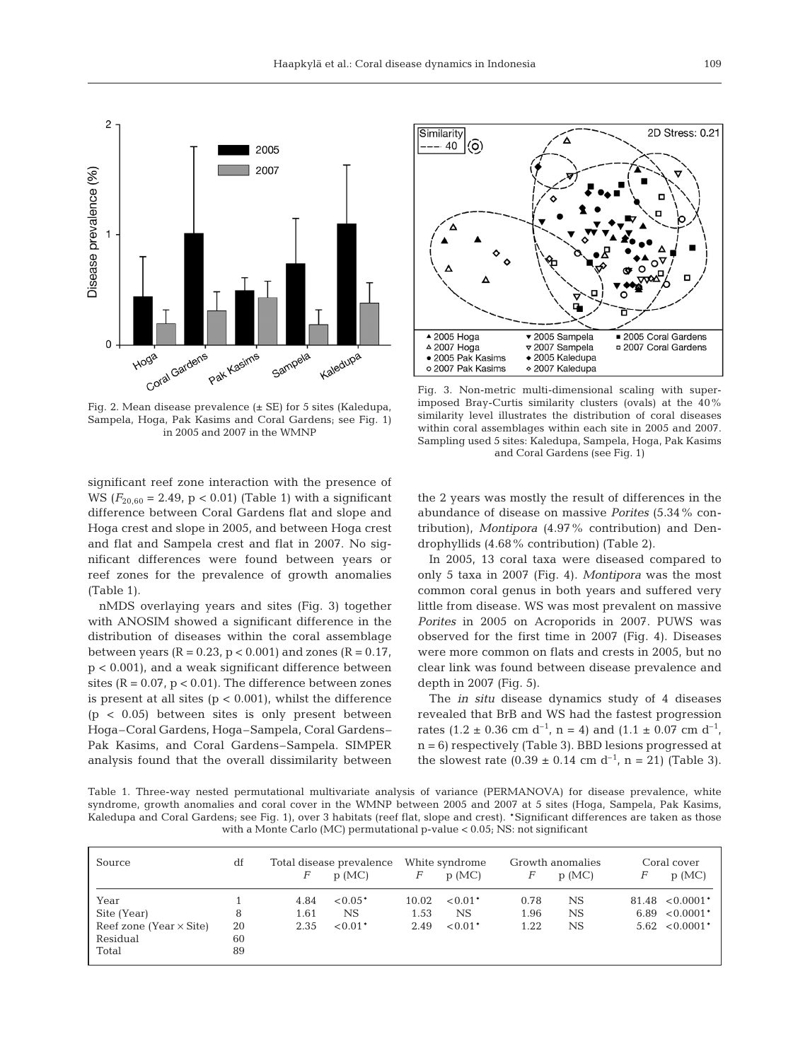Fig. 2. Mean disease prevalence (± SE) for 5 sites (Kaledupa, Sampela, Hoga, Pak Kasims and Coral Gardens; see Fig. 1) in 2005 and 2007 in the WMNP

Fig. 3. Non-metric multi-dimensional scaling with superimposed Bray-Curtis similarity clusters (ovals) at the 40% similarity level illustrates the distribution of coral diseases within coral assemblages within each site in 2005 and 2007. Sampling used 5 sites: Kaledupa, Sampela, Hoga, Pak Kasims and Coral Gardens (see Fig. 1)

significant reef zone interaction with the presence of WS ($F_{20,60} = 2.49$, $p < 0.01$) (Table 1) with a significant difference between Coral Gardens flat and slope and Hoga crest and slope in 2005, and between Hoga crest and flat and Sampela crest and flat in 2007. No significant differences were found between years or reef zones for the prevalence of growth anomalies (Table 1).

nMDS overlaying years and sites (Fig. 3) together with ANOSIM showed a significant difference in the distribution of diseases within the coral assemblage between years ($R = 0.23$, $p < 0.001$) and zones ($R = 0.17$, $p < 0.001$), and a weak significant difference between sites ($R = 0.07$, $p < 0.01$). The difference between zones is present at all sites ($p < 0.001$), whilst the difference ($p < 0.05$) between sites is only present between Hoga–Coral Gardens, Hoga–Sampela, Coral Gardens–Pak Kasims, and Coral Gardens–Sampela. SIMPER analysis found that the overall dissimilarity between the 2 years was mostly the result of differences in the abundance of disease on massive *Porites* (5.34% contribution), *Montipora* (4.97% contribution) and Dendrophyllids (4.68% contribution) (Table 2).

In 2005, 13 coral taxa were diseased compared to only 5 taxa in 2007 (Fig. 4). *Montipora* was the most common coral genus in both years and suffered very little from disease. WS was most prevalent on massive *Porites* in 2005 on Acroporids in 2007. PUWS was observed for the first time in 2007 (Fig. 4). Diseases were more common on flats and crests in 2005, but no clear link was found between disease prevalence and depth in 2007 (Fig. 5).

The *in situ* disease dynamics study of 4 diseases revealed that BrB and WS had the fastest progression rates ($1.2 \pm 0.36$ cm d$^{-1}$, n = 4) and ($1.1 \pm 0.07$ cm d$^{-1}$, n = 6) respectively (Table 3). BBD lesions progressed at the slowest rate ($0.39 \pm 0.14$ cm d$^{-1}$, n = 21) (Table 3).

Table 1. Three-way nested permutational multivariate analysis of variance (PERMANOVA) for disease prevalence, white syndrome, growth anomalies and coral cover in the WMNP between 2005 and 2007 at 5 sites (Hoga, Sampela, Pak Kasims, Kaledupa and Coral Gardens; see Fig. 1), over 3 habitats (reef flat, slope and crest). *Significant differences are taken as those with a Monte Carlo (MC) permutational p-value < 0.05; NS: not significant

| Source | df | Total disease prevalence | | White syndrome | | Growth anomalies | | Coral cover | |
|---|---|---|---|---|---|---|---|---|---|
| | | $F$ | p (MC) | $F$ | p (MC) | $F$ | p (MC) | $F$ | p (MC) |
| Year | 1 | 4.84 | <0.05* | 10.02 | <0.01* | 0.78 | NS | 81.48 | <0.0001* |
| Site (Year) | 8 | 1.61 | NS | 1.53 | NS | 1.96 | NS | 6.89 | <0.0001* |
| Reef zone (Year × Site) | 20 | 2.35 | <0.01* | 2.49 | <0.01* | 1.22 | NS | 5.62 | <0.0001* |
| Residual | 60 | | | | | | | | |
| Total | 89 | | | | | | | | |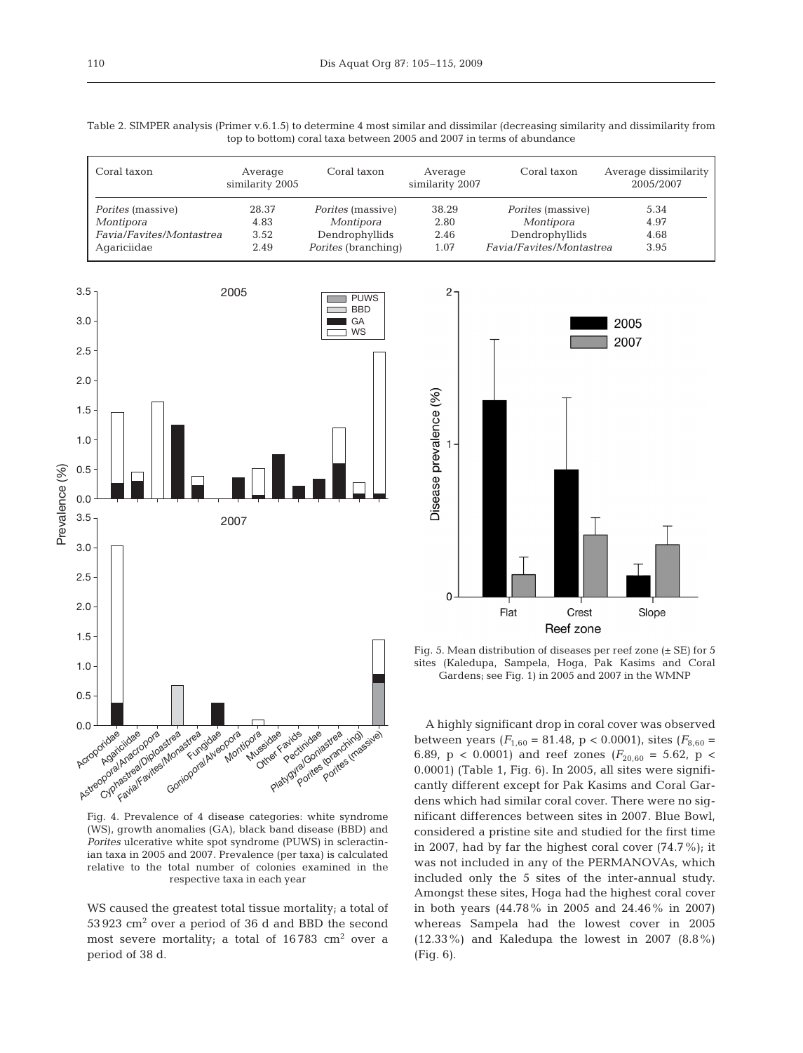Table 2. SIMPER analysis (Primer v.6.1.5) to determine 4 most similar and dissimilar (decreasing similarity and dissimilarity from top to bottom) coral taxa between 2005 and 2007 in terms of abundance

| Coral taxon | Average similarity 2005 | Coral taxon | Average similarity 2007 | Coral taxon | Average dissimilarity 2005/2007 |
|---|---|---|---|---|---|
| *Porites* (massive) | 28.37 | *Porites* (massive) | 38.29 | *Porites* (massive) | 5.34 |
| *Montipora* | 4.83 | *Montipora* | 2.80 | *Montipora* | 4.97 |
| *Favia/Favites/Montastrea* | 3.52 | Dendrophyllids | 2.46 | Dendrophyllids | 4.68 |
| Agariciidae | 2.49 | *Porites* (branching) | 1.07 | *Favia/Favites/Montastrea* | 3.95 |

Fig. 4. Prevalence of 4 disease categories: white syndrome (WS), growth anomalies (GA), black band disease (BBD) and *Porites* ulcerative white spot syndrome (PUWS) in scleractinian taxa in 2005 and 2007. Prevalence (per taxa) is calculated relative to the total number of colonies examined in the respective taxa in each year

Fig. 5. Mean distribution of diseases per reef zone (± SE) for 5 sites (Kaledupa, Sampela, Hoga, Pak Kasims and Coral Gardens; see Fig. 1) in 2005 and 2007 in the WMNP

WS caused the greatest total tissue mortality; a total of 53 923 $cm^2$ over a period of 36 d and BBD the second most severe mortality; a total of 16 783 $cm^2$ over a period of 38 d.

A highly significant drop in coral cover was observed between years ($F_{1,60}$ = 81.48, $p < 0.0001$), sites ($F_{8,60}$ = 6.89, $p < 0.0001$) and reef zones ($F_{20,60}$ = 5.62, $p < 0.0001$) (Table 1, Fig. 6). In 2005, all sites were significantly different except for Pak Kasims and Coral Gardens which had similar coral cover. There were no significant differences between sites in 2007. Blue Bowl, considered a pristine site and studied for the first time in 2007, had by far the highest coral cover (74.7%); it was not included in any of the PERMANOVAs, which included only the 5 sites of the inter-annual study. Amongst these sites, Hoga had the highest coral cover in both years (44.78% in 2005 and 24.46% in 2007) whereas Sampela had the lowest cover in 2005 (12.33%) and Kaledupa the lowest in 2007 (8.8%) (Fig. 6).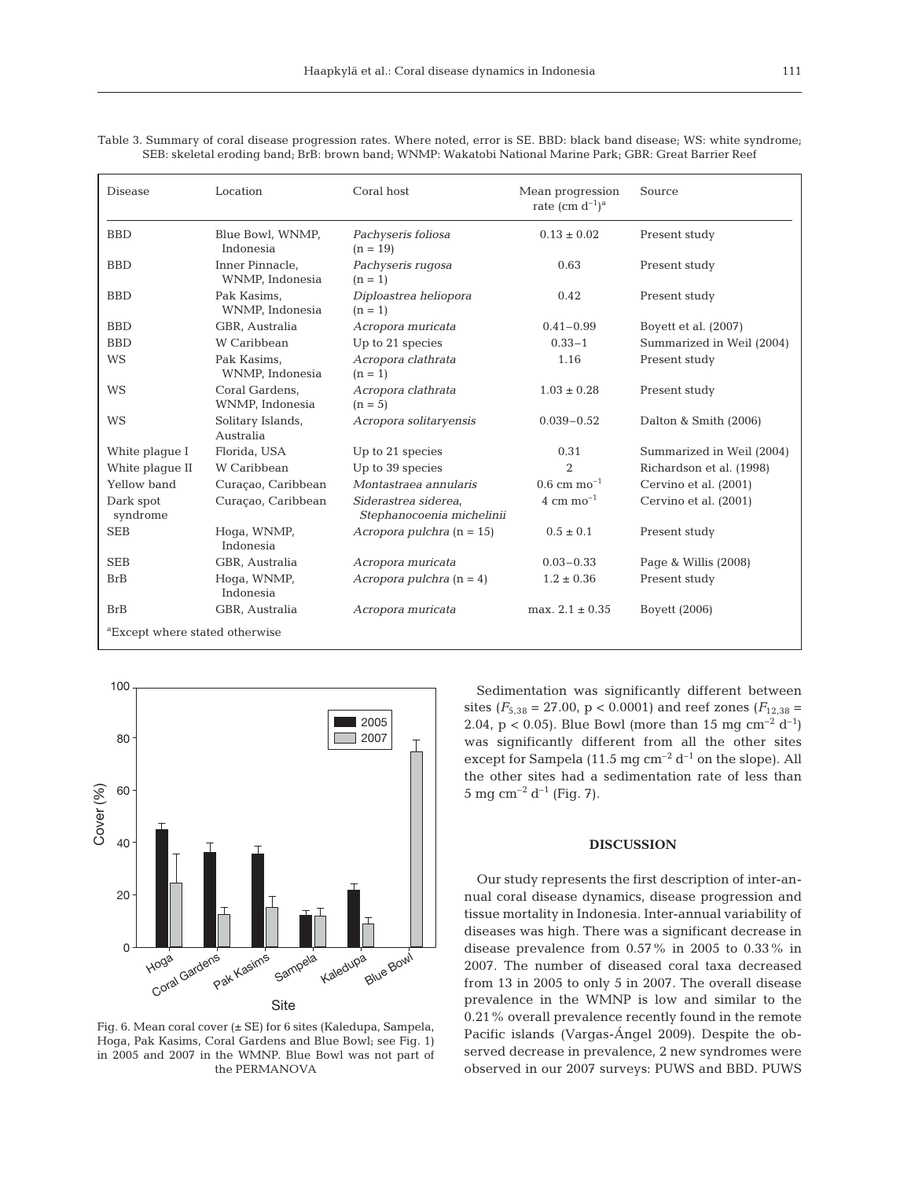Table 3. Summary of coral disease progression rates. Where noted, error is SE. BBD: black band disease; WS: white syndrome; SEB: skeletal eroding band; BrB: brown band; WNMP: Wakatobi National Marine Park; GBR: Great Barrier Reef

| Disease | Location | Coral host | Mean progression rate (cm $d^{-1}$)[a] | Source |
|---|---|---|---|---|
| BBD | Blue Bowl, WNMP, Indonesia | *Pachyseris foliosa* (n = 19) | 0.13 ± 0.02 | Present study |
| BBD | Inner Pinnacle, WNMP, Indonesia | *Pachyseris rugosa* (n = 1) | 0.63 | Present study |
| BBD | Pak Kasims, WNMP, Indonesia | *Diploastrea heliopora* (n = 1) | 0.42 | Present study |
| BBD | GBR, Australia | *Acropora muricata* | 0.41–0.99 | Boyett et al. (2007) |
| BBD | W Caribbean | Up to 21 species | 0.33–1 | Summarized in Weil (2004) |
| WS | Pak Kasims, WNMP, Indonesia | *Acropora clathrata* (n = 1) | 1.16 | Present study |
| WS | Coral Gardens, WNMP, Indonesia | *Acropora clathrata* (n = 5) | 1.03 ± 0.28 | Present study |
| WS | Solitary Islands, Australia | *Acropora solitaryensis* | 0.039–0.52 | Dalton & Smith (2006) |
| White plague I | Florida, USA | Up to 21 species | 0.31 | Summarized in Weil (2004) |
| White plague II | W Caribbean | Up to 39 species | 2 | Richardson et al. (1998) |
| Yellow band | Curaçao, Caribbean | *Montastraea annularis* | 0.6 cm $mo^{-1}$ | Cervino et al. (2001) |
| Dark spot syndrome | Curaçao, Caribbean | *Siderastrea siderea*, *Stephanocoenia michelinii* | 4 cm $mo^{-1}$ | Cervino et al. (2001) |
| SEB | Hoga, WNMP, Indonesia | *Acropora pulchra* (n = 15) | 0.5 ± 0.1 | Present study |
| SEB | GBR, Australia | *Acropora muricata* | 0.03–0.33 | Page & Willis (2008) |
| BrB | Hoga, WNMP, Indonesia | *Acropora pulchra* (n = 4) | 1.2 ± 0.36 | Present study |
| BrB | GBR, Australia | *Acropora muricata* | max. 2.1 ± 0.35 | Boyett (2006) |

[a]Except where stated otherwise

Fig. 6. Mean coral cover (± SE) for 6 sites (Kaledupa, Sampela, Hoga, Pak Kasims, Coral Gardens and Blue Bowl; see Fig. 1) in 2005 and 2007 in the WMNP. Blue Bowl was not part of the PERMANOVA

Sedimentation was significantly different between sites ($F_{5,38}$ = 27.00, $p < 0.0001$) and reef zones ($F_{12,38}$ = 2.04, $p < 0.05$). Blue Bowl (more than 15 mg $cm^{-2}$ $d^{-1}$) was significantly different from all the other sites except for Sampela (11.5 mg $cm^{-2}$ $d^{-1}$ on the slope). All the other sites had a sedimentation rate of less than 5 mg $cm^{-2}$ $d^{-1}$ (Fig. 7).

## DISCUSSION

Our study represents the first description of inter-annual coral disease dynamics, disease progression and tissue mortality in Indonesia. Inter-annual variability of diseases was high. There was a significant decrease in disease prevalence from 0.57% in 2005 to 0.33% in 2007. The number of diseased coral taxa decreased from 13 in 2005 to only 5 in 2007. The overall disease prevalence in the WMNP is low and similar to the 0.21% overall prevalence recently found in the remote Pacific islands (Vargas-Ángel 2009). Despite the observed decrease in prevalence, 2 new syndromes were observed in our 2007 surveys: PUWS and BBD. PUWS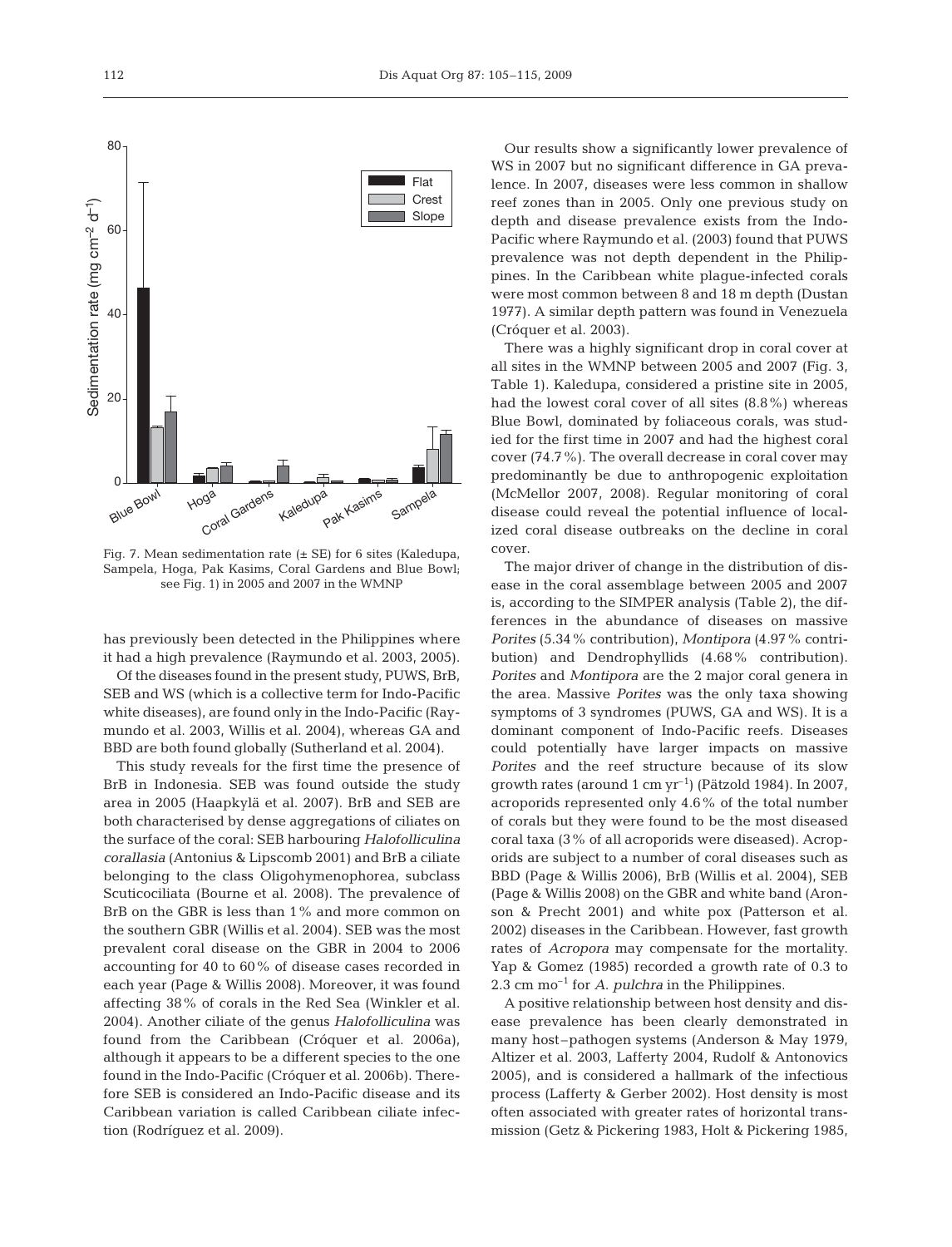Fig. 7. Mean sedimentation rate (± SE) for 6 sites (Kaledupa, Sampela, Hoga, Pak Kasims, Coral Gardens and Blue Bowl; see Fig. 1) in 2005 and 2007 in the WMNP

has previously been detected in the Philippines where it had a high prevalence (Raymundo et al. 2003, 2005).

Of the diseases found in the present study, PUWS, BrB, SEB and WS (which is a collective term for Indo-Pacific white diseases), are found only in the Indo-Pacific (Raymundo et al. 2003, Willis et al. 2004), whereas GA and BBD are both found globally (Sutherland et al. 2004).

This study reveals for the first time the presence of BrB in Indonesia. SEB was found outside the study area in 2005 (Haapkylä et al. 2007). BrB and SEB are both characterised by dense aggregations of ciliates on the surface of the coral: SEB harbouring *Halofolliculina corallasia* (Antonius & Lipscomb 2001) and BrB a ciliate belonging to the class Oligohymenophorea, subclass Scuticociliata (Bourne et al. 2008). The prevalence of BrB on the GBR is less than 1% and more common on the southern GBR (Willis et al. 2004). SEB was the most prevalent coral disease on the GBR in 2004 to 2006 accounting for 40 to 60% of disease cases recorded in each year (Page & Willis 2008). Moreover, it was found affecting 38% of corals in the Red Sea (Winkler et al. 2004). Another ciliate of the genus *Halofolliculina* was found from the Caribbean (Cróquer et al. 2006a), although it appears to be a different species to the one found in the Indo-Pacific (Cróquer et al. 2006b). Therefore SEB is considered an Indo-Pacific disease and its Caribbean variation is called Caribbean ciliate infection (Rodríguez et al. 2009).

Our results show a significantly lower prevalence of WS in 2007 but no significant difference in GA prevalence. In 2007, diseases were less common in shallow reef zones than in 2005. Only one previous study on depth and disease prevalence exists from the Indo-Pacific where Raymundo et al. (2003) found that PUWS prevalence was not depth dependent in the Philippines. In the Caribbean white plague-infected corals were most common between 8 and 18 m depth (Dustan 1977). A similar depth pattern was found in Venezuela (Cróquer et al. 2003).

There was a highly significant drop in coral cover at all sites in the WMNP between 2005 and 2007 (Fig. 3, Table 1). Kaledupa, considered a pristine site in 2005, had the lowest coral cover of all sites (8.8%) whereas Blue Bowl, dominated by foliaceous corals, was studied for the first time in 2007 and had the highest coral cover (74.7%). The overall decrease in coral cover may predominantly be due to anthropogenic exploitation (McMellor 2007, 2008). Regular monitoring of coral disease could reveal the potential influence of localized coral disease outbreaks on the decline in coral cover.

The major driver of change in the distribution of disease in the coral assemblage between 2005 and 2007 is, according to the SIMPER analysis (Table 2), the differences in the abundance of diseases on massive *Porites* (5.34% contribution), *Montipora* (4.97% contribution) and Dendrophyllids (4.68% contribution). *Porites* and *Montipora* are the 2 major coral genera in the area. Massive *Porites* was the only taxa showing symptoms of 3 syndromes (PUWS, GA and WS). It is a dominant component of Indo-Pacific reefs. Diseases could potentially have larger impacts on massive *Porites* and the reef structure because of its slow growth rates (around 1 cm $yr^{-1}$) (Pätzold 1984). In 2007, acroporids represented only 4.6% of the total number of corals but they were found to be the most diseased coral taxa (3% of all acroporids were diseased). Acroporids are subject to a number of coral diseases such as BBD (Page & Willis 2006), BrB (Willis et al. 2004), SEB (Page & Willis 2008) on the GBR and white band (Aronson & Precht 2001) and white pox (Patterson et al. 2002) diseases in the Caribbean. However, fast growth rates of *Acropora* may compensate for the mortality. Yap & Gomez (1985) recorded a growth rate of 0.3 to 2.3 cm $mo^{-1}$ for *A. pulchra* in the Philippines.

A positive relationship between host density and disease prevalence has been clearly demonstrated in many host–pathogen systems (Anderson & May 1979, Altizer et al. 2003, Lafferty 2004, Rudolf & Antonovics 2005), and is considered a hallmark of the infectious process (Lafferty & Gerber 2002). Host density is most often associated with greater rates of horizontal transmission (Getz & Pickering 1983, Holt & Pickering 1985,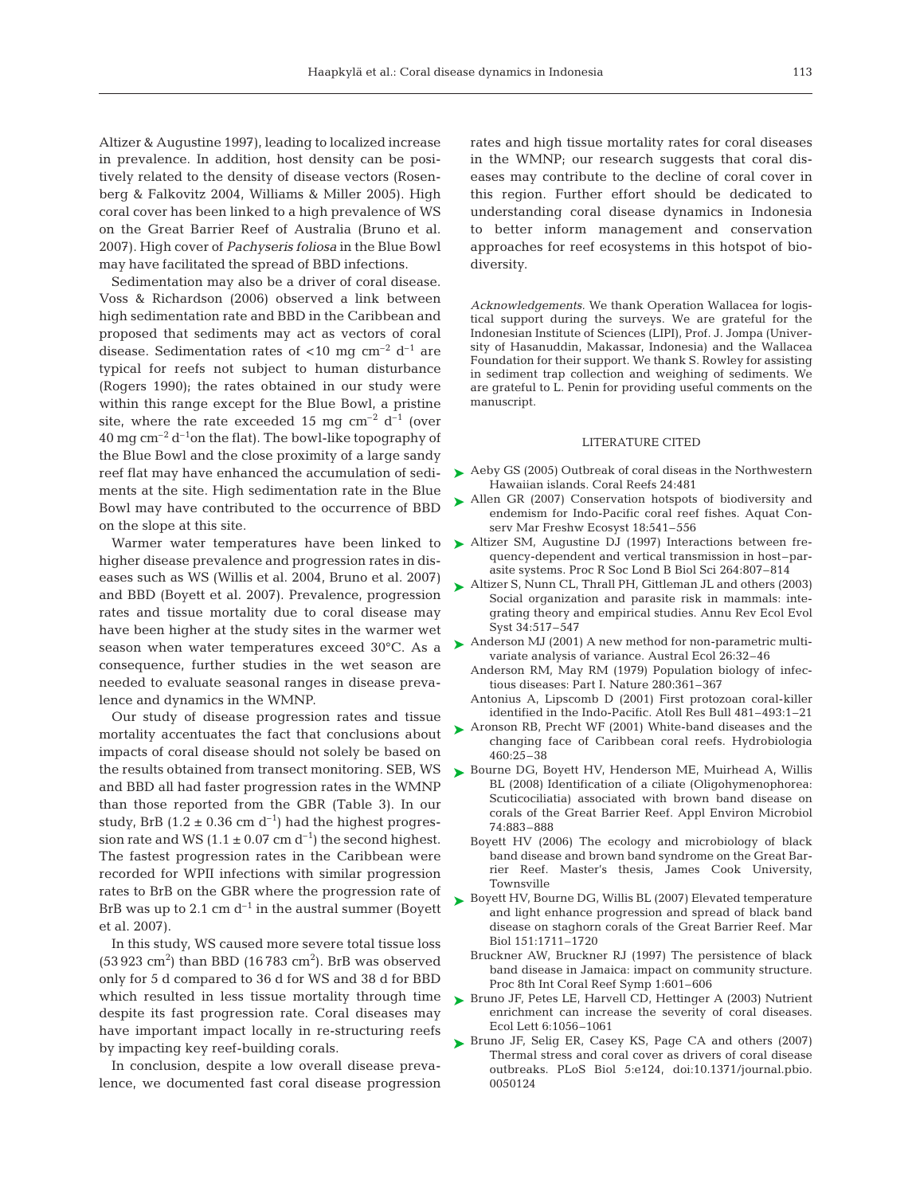Altizer & Augustine 1997), leading to localized increase in prevalence. In addition, host density can be positively related to the density of disease vectors (Rosenberg & Falkovitz 2004, Williams & Miller 2005). High coral cover has been linked to a high prevalence of WS on the Great Barrier Reef of Australia (Bruno et al. 2007). High cover of *Pachyseris foliosa* in the Blue Bowl may have facilitated the spread of BBD infections.

Sedimentation may also be a driver of coral disease. Voss & Richardson (2006) observed a link between high sedimentation rate and BBD in the Caribbean and proposed that sediments may act as vectors of coral disease. Sedimentation rates of <10 mg $cm^{-2}$ $d^{-1}$ are typical for reefs not subject to human disturbance (Rogers 1990); the rates obtained in our study were within this range except for the Blue Bowl, a pristine site, where the rate exceeded 15 mg $cm^{-2}$ $d^{-1}$ (over 40 mg $cm^{-2}$ $d^{-1}$on the flat). The bowl-like topography of the Blue Bowl and the close proximity of a large sandy reef flat may have enhanced the accumulation of sediments at the site. High sedimentation rate in the Blue Bowl may have contributed to the occurrence of BBD on the slope at this site.

Warmer water temperatures have been linked to higher disease prevalence and progression rates in diseases such as WS (Willis et al. 2004, Bruno et al. 2007) and BBD (Boyett et al. 2007). Prevalence, progression rates and tissue mortality due to coral disease may have been higher at the study sites in the warmer wet season when water temperatures exceed 30°C. As a consequence, further studies in the wet season are needed to evaluate seasonal ranges in disease prevalence and dynamics in the WMNP.

Our study of disease progression rates and tissue mortality accentuates the fact that conclusions about impacts of coral disease should not solely be based on the results obtained from transect monitoring. SEB, WS and BBD all had faster progression rates in the WMNP than those reported from the GBR (Table 3). In our study, BrB (1.2 ± 0.36 cm $d^{-1}$) had the highest progression rate and WS (1.1 ± 0.07 cm $d^{-1}$) the second highest. The fastest progression rates in the Caribbean were recorded for WPII infections with similar progression rates to BrB on the GBR where the progression rate of BrB was up to 2.1 cm $d^{-1}$ in the austral summer (Boyett et al. 2007).

In this study, WS caused more severe total tissue loss (53 923 $cm^2$) than BBD (16 783 $cm^2$). BrB was observed only for 5 d compared to 36 d for WS and 38 d for BBD which resulted in less tissue mortality through time despite its fast progression rate. Coral diseases may have important impact locally in re-structuring reefs by impacting key reef-building corals.

In conclusion, despite a low overall disease prevalence, we documented fast coral disease progression rates and high tissue mortality rates for coral diseases in the WMNP; our research suggests that coral diseases may contribute to the decline of coral cover in this region. Further effort should be dedicated to understanding coral disease dynamics in Indonesia to better inform management and conservation approaches for reef ecosystems in this hotspot of biodiversity.

*Acknowledgements.* We thank Operation Wallacea for logistical support during the surveys. We are grateful for the Indonesian Institute of Sciences (LIPI), Prof. J. Jompa (University of Hasanuddin, Makassar, Indonesia) and the Wallacea Foundation for their support. We thank S. Rowley for assisting in sediment trap collection and weighing of sediments. We are grateful to L. Penin for providing useful comments on the manuscript.

## LITERATURE CITED

- Aeby GS (2005) Outbreak of coral diseas in the Northwestern Hawaiian islands. Coral Reefs 24:481
- Allen GR (2007) Conservation hotspots of biodiversity and endemism for Indo-Pacific coral reef fishes. Aquat Conserv Mar Freshw Ecosyst 18:541–556
- Altizer SM, Augustine DJ (1997) Interactions between frequency-dependent and vertical transmission in host–parasite systems. Proc R Soc Lond B Biol Sci 264:807–814
- Altizer S, Nunn CL, Thrall PH, Gittleman JL and others (2003) Social organization and parasite risk in mammals: integrating theory and empirical studies. Annu Rev Ecol Evol Syst 34:517–547
- Anderson MJ (2001) A new method for non-parametric multivariate analysis of variance. Austral Ecol 26:32–46
- Anderson RM, May RM (1979) Population biology of infectious diseases: Part I. Nature 280:361–367
- Antonius A, Lipscomb D (2001) First protozoan coral-killer identified in the Indo-Pacific. Atoll Res Bull 481–493:1–21
- Aronson RB, Precht WF (2001) White-band diseases and the changing face of Caribbean coral reefs. Hydrobiologia 460:25–38
- Bourne DG, Boyett HV, Henderson ME, Muirhead A, Willis BL (2008) Identification of a ciliate (Oligohymenophorea: Scuticociliatia) associated with brown band disease on corals of the Great Barrier Reef. Appl Environ Microbiol 74:883–888
- Boyett HV (2006) The ecology and microbiology of black band disease and brown band syndrome on the Great Barrier Reef. Master's thesis, James Cook University, Townsville
- Boyett HV, Bourne DG, Willis BL (2007) Elevated temperature and light enhance progression and spread of black band disease on staghorn corals of the Great Barrier Reef. Mar Biol 151:1711–1720
- Bruckner AW, Bruckner RJ (1997) The persistence of black band disease in Jamaica: impact on community structure. Proc 8th Int Coral Reef Symp 1:601–606
- Bruno JF, Petes LE, Harvell CD, Hettinger A (2003) Nutrient enrichment can increase the severity of coral diseases. Ecol Lett 6:1056–1061
- Bruno JF, Selig ER, Casey KS, Page CA and others (2007) Thermal stress and coral cover as drivers of coral disease outbreaks. PLoS Biol 5:e124, doi:10.1371/journal.pbio.0050124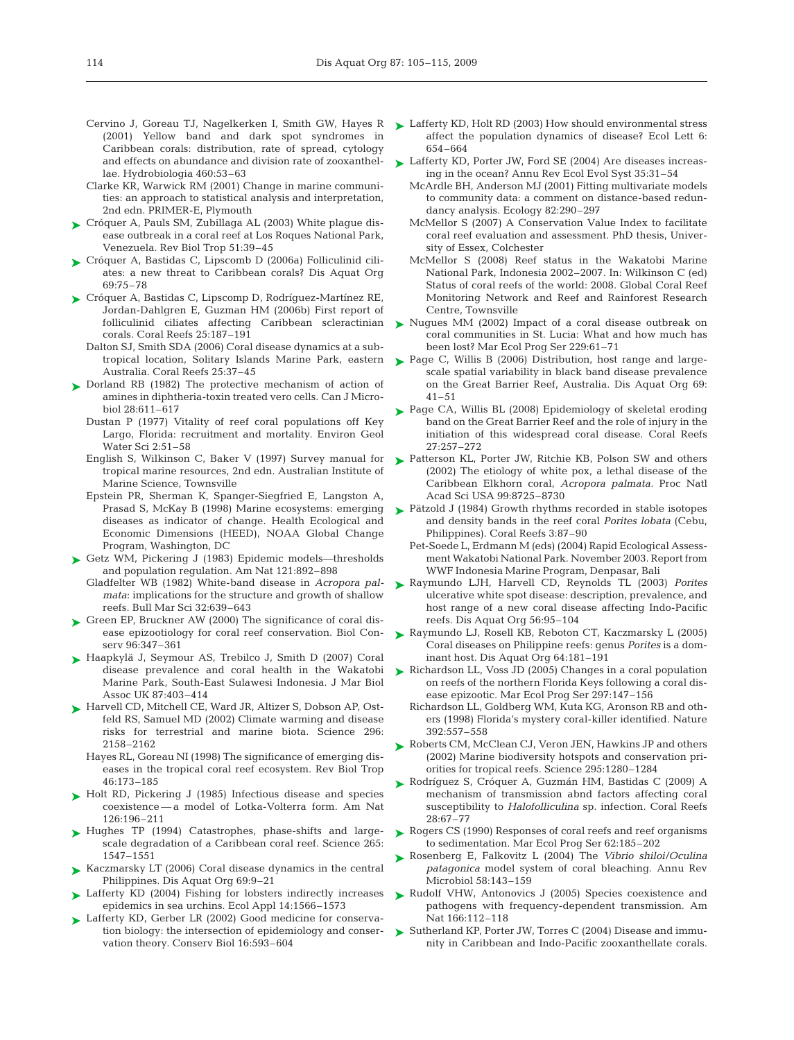Cervino J, Goreau TJ, Nagelkerken I, Smith GW, Hayes R (2001) Yellow band and dark spot syndromes in Caribbean corals: distribution, rate of spread, cytology and effects on abundance and division rate of zooxanthellae. Hydrobiologia 460:53–63

Clarke KR, Warwick RM (2001) Change in marine communities: an approach to statistical analysis and interpretation, 2nd edn. PRIMER-E, Plymouth

Cróquer A, Pauls SM, Zubillaga AL (2003) White plague disease outbreak in a coral reef at Los Roques National Park, Venezuela. Rev Biol Trop 51:39–45

Cróquer A, Bastidas C, Lipscomb D (2006a) Folliculinid ciliates: a new threat to Caribbean corals? Dis Aquat Org 69:75–78

Cróquer A, Bastidas C, Lipscomp D, Rodríguez-Martínez RE, Jordan-Dahlgren E, Guzman HM (2006b) First report of folliculinid ciliates affecting Caribbean scleractinian corals. Coral Reefs 25:187–191

Dalton SJ, Smith SDA (2006) Coral disease dynamics at a subtropical location, Solitary Islands Marine Park, eastern Australia. Coral Reefs 25:37–45

Dorland RB (1982) The protective mechanism of action of amines in diphtheria-toxin treated vero cells. Can J Microbiol 28:611–617

Dustan P (1977) Vitality of reef coral populations off Key Largo, Florida: recruitment and mortality. Environ Geol Water Sci 2:51–58

English S, Wilkinson C, Baker V (1997) Survey manual for tropical marine resources, 2nd edn. Australian Institute of Marine Science, Townsville

Epstein PR, Sherman K, Spanger-Siegfried E, Langston A, Prasad S, McKay B (1998) Marine ecosystems: emerging diseases as indicator of change. Health Ecological and Economic Dimensions (HEED), NOAA Global Change Program, Washington, DC

Getz WM, Pickering J (1983) Epidemic models—thresholds and population regulation. Am Nat 121:892–898

Gladfelter WB (1982) White-band disease in *Acropora palmata*: implications for the structure and growth of shallow reefs. Bull Mar Sci 32:639–643

Green EP, Bruckner AW (2000) The significance of coral disease epizootiology for coral reef conservation. Biol Conserv 96:347–361

Haapkylä J, Seymour AS, Trebilco J, Smith D (2007) Coral disease prevalence and coral health in the Wakatobi Marine Park, South-East Sulawesi Indonesia. J Mar Biol Assoc UK 87:403–414

Harvell CD, Mitchell CE, Ward JR, Altizer S, Dobson AP, Ostfeld RS, Samuel MD (2002) Climate warming and disease risks for terrestrial and marine biota. Science 296: 2158–2162

Hayes RL, Goreau NI (1998) The significance of emerging diseases in the tropical coral reef ecosystem. Rev Biol Trop 46:173–185

Holt RD, Pickering J (1985) Infectious disease and species coexistence — a model of Lotka-Volterra form. Am Nat 126:196–211

Hughes TP (1994) Catastrophes, phase-shifts and large-scale degradation of a Caribbean coral reef. Science 265: 1547–1551

Kaczmarsky LT (2006) Coral disease dynamics in the central Philippines. Dis Aquat Org 69:9–21

Lafferty KD (2004) Fishing for lobsters indirectly increases epidemics in sea urchins. Ecol Appl 14:1566–1573

Lafferty KD, Gerber LR (2002) Good medicine for conservation biology: the intersection of epidemiology and conservation theory. Conserv Biol 16:593–604

Lafferty KD, Holt RD (2003) How should environmental stress affect the population dynamics of disease? Ecol Lett 6: 654–664

Lafferty KD, Porter JW, Ford SE (2004) Are diseases increasing in the ocean? Annu Rev Ecol Evol Syst 35:31–54

McArdle BH, Anderson MJ (2001) Fitting multivariate models to community data: a comment on distance-based redundancy analysis. Ecology 82:290–297

McMellor S (2007) A Conservation Value Index to facilitate coral reef evaluation and assessment. PhD thesis, University of Essex, Colchester

McMellor S (2008) Reef status in the Wakatobi Marine National Park, Indonesia 2002–2007. In: Wilkinson C (ed) Status of coral reefs of the world: 2008. Global Coral Reef Monitoring Network and Reef and Rainforest Research Centre, Townsville

Nugues MM (2002) Impact of a coral disease outbreak on coral communities in St. Lucia: What and how much has been lost? Mar Ecol Prog Ser 229:61–71

Page C, Willis B (2006) Distribution, host range and large-scale spatial variability in black band disease prevalence on the Great Barrier Reef, Australia. Dis Aquat Org 69: 41–51

Page CA, Willis BL (2008) Epidemiology of skeletal eroding band on the Great Barrier Reef and the role of injury in the initiation of this widespread coral disease. Coral Reefs 27:257–272

Patterson KL, Porter JW, Ritchie KB, Polson SW and others (2002) The etiology of white pox, a lethal disease of the Caribbean Elkhorn coral, *Acropora palmata*. Proc Natl Acad Sci USA 99:8725–8730

Pätzold J (1984) Growth rhythms recorded in stable isotopes and density bands in the reef coral *Porites lobata* (Cebu, Philippines). Coral Reefs 3:87–90

Pet-Soede L, Erdmann M (eds) (2004) Rapid Ecological Assessment Wakatobi National Park. November 2003. Report from WWF Indonesia Marine Program, Denpasar, Bali

Raymundo LJH, Harvell CD, Reynolds TL (2003) *Porites* ulcerative white spot disease: description, prevalence, and host range of a new coral disease affecting Indo-Pacific reefs. Dis Aquat Org 56:95–104

Raymundo LJ, Rosell KB, Reboton CT, Kaczmarsky L (2005) Coral diseases on Philippine reefs: genus *Porites* is a dominant host. Dis Aquat Org 64:181–191

Richardson LL, Voss JD (2005) Changes in a coral population on reefs of the northern Florida Keys following a coral disease epizootic. Mar Ecol Prog Ser 297:147–156

Richardson LL, Goldberg WM, Kuta KG, Aronson RB and others (1998) Florida's mystery coral-killer identified. Nature 392:557–558

Roberts CM, McClean CJ, Veron JEN, Hawkins JP and others (2002) Marine biodiversity hotspots and conservation priorities for tropical reefs. Science 295:1280–1284

Rodríguez S, Cróquer A, Guzmán HM, Bastidas C (2009) A mechanism of transmission abnd factors affecting coral susceptibility to *Halofolliculina* sp. infection. Coral Reefs 28:67–77

Rogers CS (1990) Responses of coral reefs and reef organisms to sedimentation. Mar Ecol Prog Ser 62:185–202

Rosenberg E, Falkovitz L (2004) The *Vibrio shiloi*/*Oculina patagonica* model system of coral bleaching. Annu Rev Microbiol 58:143–159

Rudolf VHW, Antonovics J (2005) Species coexistence and pathogens with frequency-dependent transmission. Am Nat 166:112–118

Sutherland KP, Porter JW, Torres C (2004) Disease and immunity in Caribbean and Indo-Pacific zooxanthellate corals.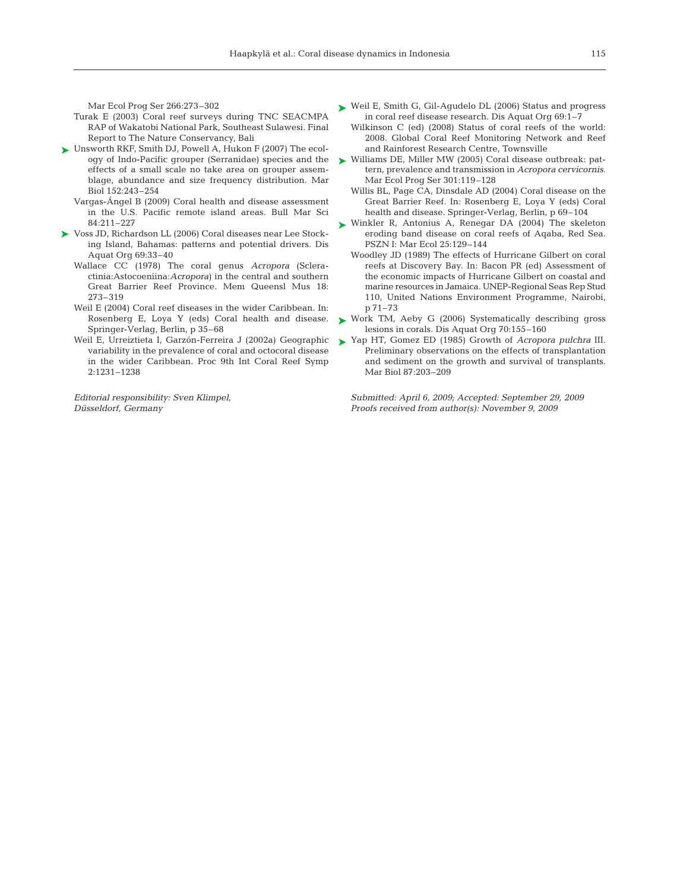Mar Ecol Prog Ser 266:273–302

Turak E (2003) Coral reef surveys during TNC SEACMPA RAP of Wakatobi National Park, Southeast Sulawesi. Final Report to The Nature Conservancy, Bali

Unsworth RKF, Smith DJ, Powell A, Hukon F (2007) The ecology of Indo-Pacific grouper (Serranidae) species and the effects of a small scale no take area on grouper assemblage, abundance and size frequency distribution. Mar Biol 152:243–254

Vargas-Ángel B (2009) Coral health and disease assessment in the U.S. Pacific remote island areas. Bull Mar Sci 84:211–227

Voss JD, Richardson LL (2006) Coral diseases near Lee Stocking Island, Bahamas: patterns and potential drivers. Dis Aquat Org 69:33–40

Wallace CC (1978) The coral genus *Acropora* (Scleractinia:Astocoeniina:*Acropora*) in the central and southern Great Barrier Reef Province. Mem Queensl Mus 18: 273–319

Weil E (2004) Coral reef diseases in the wider Caribbean. In: Rosenberg E, Loya Y (eds) Coral health and disease. Springer-Verlag, Berlin, p 35–68

Weil E, Urreiztieta I, Garzón-Ferreira J (2002a) Geographic variability in the prevalence of coral and octocoral disease in the wider Caribbean. Proc 9th Int Coral Reef Symp 2:1231–1238

Weil E, Smith G, Gil-Agudelo DL (2006) Status and progress in coral reef disease research. Dis Aquat Org 69:1–7

Wilkinson C (ed) (2008) Status of coral reefs of the world: 2008. Global Coral Reef Monitoring Network and Reef and Rainforest Research Centre, Townsville

Williams DE, Miller MW (2005) Coral disease outbreak: pattern, prevalence and transmission in *Acropora cervicornis*. Mar Ecol Prog Ser 301:119–128

Willis BL, Page CA, Dinsdale AD (2004) Coral disease on the Great Barrier Reef. In: Rosenberg E, Loya Y (eds) Coral health and disease. Springer-Verlag, Berlin, p 69–104

Winkler R, Antonius A, Renegar DA (2004) The skeleton eroding band disease on coral reefs of Aqaba, Red Sea. PSZN I: Mar Ecol 25:129–144

Woodley JD (1989) The effects of Hurricane Gilbert on coral reefs at Discovery Bay. In: Bacon PR (ed) Assessment of the economic impacts of Hurricane Gilbert on coastal and marine resources in Jamaica. UNEP-Regional Seas Rep Stud 110, United Nations Environment Programme, Nairobi, p 71–73

Work TM, Aeby G (2006) Systematically describing gross lesions in corals. Dis Aquat Org 70:155–160

Yap HT, Gomez ED (1985) Growth of *Acropora pulchra* III. Preliminary observations on the effects of transplantation and sediment on the growth and survival of transplants. Mar Biol 87:203–209

*Editorial responsibility: Sven Klimpel, Düsseldorf, Germany*

*Submitted: April 6, 2009; Accepted: September 29, 2009*
*Proofs received from author(s): November 9, 2009*